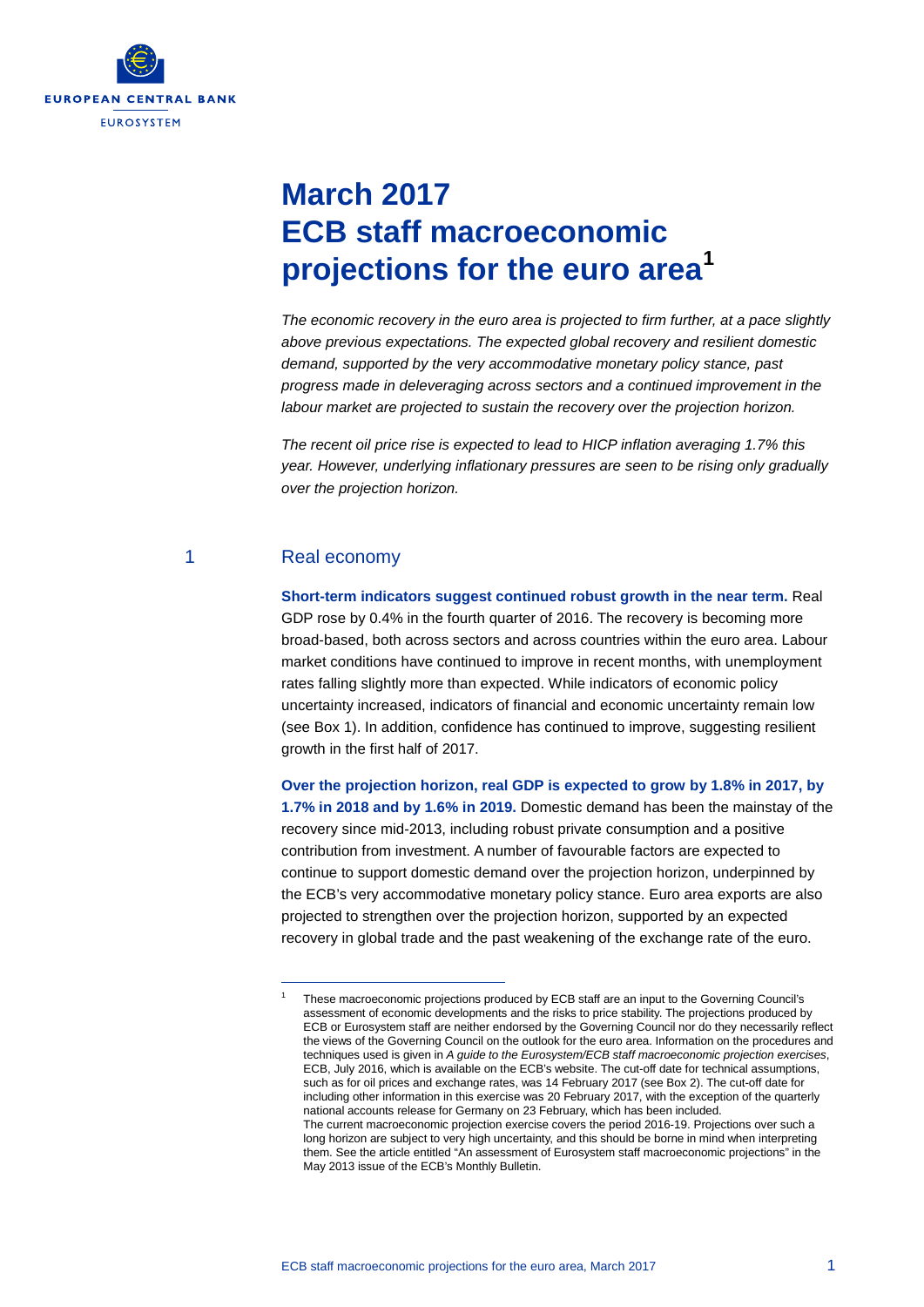# March 2017 ECB staff macroeconomic projections for the euro area[1]

*The economic recovery in the euro area is projected to firm further, at a pace slightly above previous expectations. The expected global recovery and resilient domestic demand, supported by the very accommodative monetary policy stance, past progress made in deleveraging across sectors and a continued improvement in the labour market are projected to sustain the recovery over the projection horizon.*

*The recent oil price rise is expected to lead to HICP inflation averaging 1.7% this year. However, underlying inflationary pressures are seen to be rising only gradually over the projection horizon.*

## 1 Real economy

**Short-term indicators suggest continued robust growth in the near term.** Real GDP rose by 0.4% in the fourth quarter of 2016. The recovery is becoming more broad-based, both across sectors and across countries within the euro area. Labour market conditions have continued to improve in recent months, with unemployment rates falling slightly more than expected. While indicators of economic policy uncertainty increased, indicators of financial and economic uncertainty remain low (see Box 1). In addition, confidence has continued to improve, suggesting resilient growth in the first half of 2017.

**Over the projection horizon, real GDP is expected to grow by 1.8% in 2017, by 1.7% in 2018 and by 1.6% in 2019.** Domestic demand has been the mainstay of the recovery since mid-2013, including robust private consumption and a positive contribution from investment. A number of favourable factors are expected to continue to support domestic demand over the projection horizon, underpinned by the ECB's very accommodative monetary policy stance. Euro area exports are also projected to strengthen over the projection horizon, supported by an expected recovery in global trade and the past weakening of the exchange rate of the euro.

---

[1] These macroeconomic projections produced by ECB staff are an input to the Governing Council's assessment of economic developments and the risks to price stability. The projections produced by ECB or Eurosystem staff are neither endorsed by the Governing Council nor do they necessarily reflect the views of the Governing Council on the outlook for the euro area. Information on the procedures and techniques used is given in *A guide to the Eurosystem/ECB staff macroeconomic projection exercises*, ECB, July 2016, which is available on the ECB's website. The cut-off date for technical assumptions, such as for oil prices and exchange rates, was 14 February 2017 (see Box 2). The cut-off date for including other information in this exercise was 20 February 2017, with the exception of the quarterly national accounts release for Germany on 23 February, which has been included.
The current macroeconomic projection exercise covers the period 2016-19. Projections over such a long horizon are subject to very high uncertainty, and this should be borne in mind when interpreting them. See the article entitled "An assessment of Eurosystem staff macroeconomic projections" in the May 2013 issue of the ECB's Monthly Bulletin.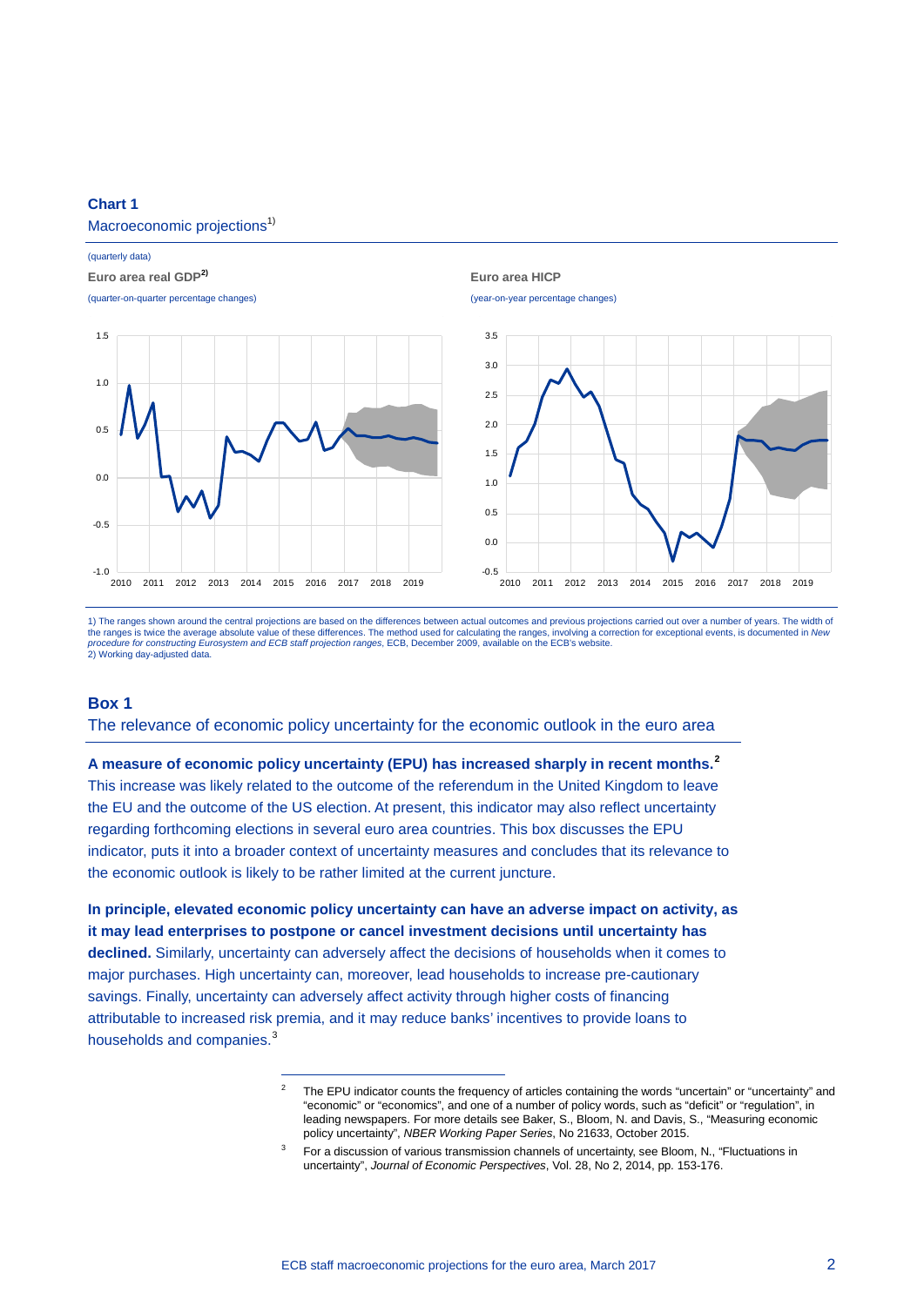**Chart 1**

Macroeconomic projections[1)]

(quarterly data)

**Euro area real GDP[2)]**

(quarter-on-quarter percentage changes)

**Euro area HICP**

(year-on-year percentage changes)

1) The ranges shown around the central projections are based on the differences between actual outcomes and previous projections carried out over a number of years. The width of the ranges is twice the average absolute value of these differences. The method used for calculating the ranges, involving a correction for exceptional events, is documented in *New procedure for constructing Eurosystem and ECB staff projection ranges*, ECB, December 2009, available on the ECB's website.
2) Working day-adjusted data.

## Box 1

### The relevance of economic policy uncertainty for the economic outlook in the euro area

**A measure of economic policy uncertainty (EPU) has increased sharply in recent months.**[2] This increase was likely related to the outcome of the referendum in the United Kingdom to leave the EU and the outcome of the US election. At present, this indicator may also reflect uncertainty regarding forthcoming elections in several euro area countries. This box discusses the EPU indicator, puts it into a broader context of uncertainty measures and concludes that its relevance to the economic outlook is likely to be rather limited at the current juncture.

**In principle, elevated economic policy uncertainty can have an adverse impact on activity, as it may lead enterprises to postpone or cancel investment decisions until uncertainty has declined.** Similarly, uncertainty can adversely affect the decisions of households when it comes to major purchases. High uncertainty can, moreover, lead households to increase pre-cautionary savings. Finally, uncertainty can adversely affect activity through higher costs of financing attributable to increased risk premia, and it may reduce banks' incentives to provide loans to households and companies.[3]

---

[2] The EPU indicator counts the frequency of articles containing the words "uncertain" or "uncertainty" and "economic" or "economics", and one of a number of policy words, such as "deficit" or "regulation", in leading newspapers. For more details see Baker, S., Bloom, N. and Davis, S., "Measuring economic policy uncertainty", *NBER Working Paper Series*, No 21633, October 2015.

[3] For a discussion of various transmission channels of uncertainty, see Bloom, N., "Fluctuations in uncertainty", *Journal of Economic Perspectives*, Vol. 28, No 2, 2014, pp. 153-176.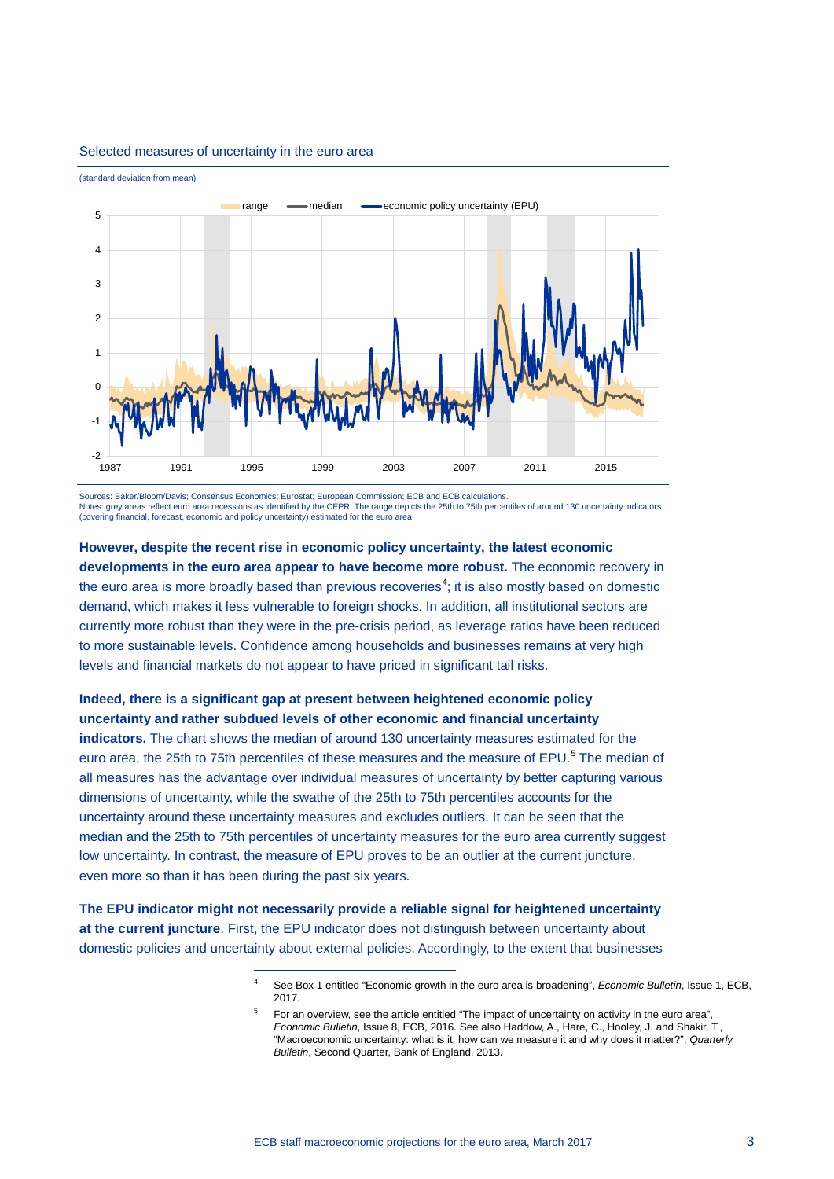Selected measures of uncertainty in the euro area

(standard deviation from mean)

Sources: Baker/Bloom/Davis; Consensus Economics; Eurostat; European Commission; ECB and ECB calculations.
Notes: grey areas reflect euro area recessions as identified by the CEPR. The range depicts the 25th to 75th percentiles of around 130 uncertainty indicators (covering financial, forecast, economic and policy uncertainty) estimated for the euro area.

**However, despite the recent rise in economic policy uncertainty, the latest economic developments in the euro area appear to have become more robust.** The economic recovery in the euro area is more broadly based than previous recoveries[4]; it is also mostly based on domestic demand, which makes it less vulnerable to foreign shocks. In addition, all institutional sectors are currently more robust than they were in the pre-crisis period, as leverage ratios have been reduced to more sustainable levels. Confidence among households and businesses remains at very high levels and financial markets do not appear to have priced in significant tail risks.

**Indeed, there is a significant gap at present between heightened economic policy uncertainty and rather subdued levels of other economic and financial uncertainty indicators.** The chart shows the median of around 130 uncertainty measures estimated for the euro area, the 25th to 75th percentiles of these measures and the measure of EPU.[5] The median of all measures has the advantage over individual measures of uncertainty by better capturing various dimensions of uncertainty, while the swathe of the 25th to 75th percentiles accounts for the uncertainty around these uncertainty measures and excludes outliers. It can be seen that the median and the 25th to 75th percentiles of uncertainty measures for the euro area currently suggest low uncertainty. In contrast, the measure of EPU proves to be an outlier at the current juncture, even more so than it has been during the past six years.

**The EPU indicator might not necessarily provide a reliable signal for heightened uncertainty at the current juncture**. First, the EPU indicator does not distinguish between uncertainty about domestic policies and uncertainty about external policies. Accordingly, to the extent that businesses

---

[4] See Box 1 entitled "Economic growth in the euro area is broadening", *Economic Bulletin*, Issue 1, ECB, 2017.

[5] For an overview, see the article entitled "The impact of uncertainty on activity in the euro area", *Economic Bulletin*, Issue 8, ECB, 2016. See also Haddow, A., Hare, C., Hooley, J. and Shakir, T., "Macroeconomic uncertainty: what is it, how can we measure it and why does it matter?", *Quarterly Bulletin*, Second Quarter, Bank of England, 2013.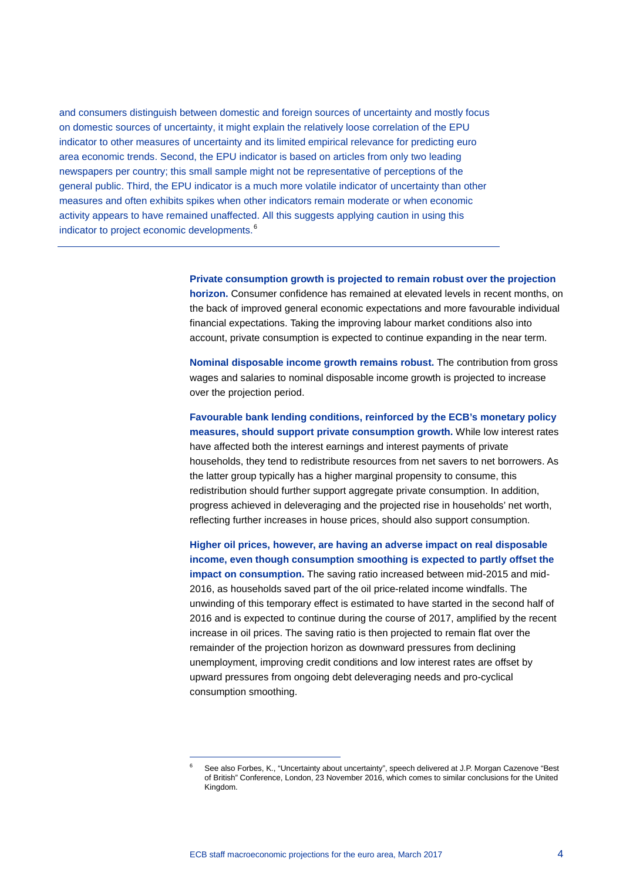and consumers distinguish between domestic and foreign sources of uncertainty and mostly focus on domestic sources of uncertainty, it might explain the relatively loose correlation of the EPU indicator to other measures of uncertainty and its limited empirical relevance for predicting euro area economic trends. Second, the EPU indicator is based on articles from only two leading newspapers per country; this small sample might not be representative of perceptions of the general public. Third, the EPU indicator is a much more volatile indicator of uncertainty than other measures and often exhibits spikes when other indicators remain moderate or when economic activity appears to have remained unaffected. All this suggests applying caution in using this indicator to project economic developments.[6]

---

**Private consumption growth is projected to remain robust over the projection horizon.** Consumer confidence has remained at elevated levels in recent months, on the back of improved general economic expectations and more favourable individual financial expectations. Taking the improving labour market conditions also into account, private consumption is expected to continue expanding in the near term.

**Nominal disposable income growth remains robust.** The contribution from gross wages and salaries to nominal disposable income growth is projected to increase over the projection period.

**Favourable bank lending conditions, reinforced by the ECB's monetary policy measures, should support private consumption growth.** While low interest rates have affected both the interest earnings and interest payments of private households, they tend to redistribute resources from net savers to net borrowers. As the latter group typically has a higher marginal propensity to consume, this redistribution should further support aggregate private consumption. In addition, progress achieved in deleveraging and the projected rise in households' net worth, reflecting further increases in house prices, should also support consumption.

**Higher oil prices, however, are having an adverse impact on real disposable income, even though consumption smoothing is expected to partly offset the impact on consumption.** The saving ratio increased between mid-2015 and mid-2016, as households saved part of the oil price-related income windfalls. The unwinding of this temporary effect is estimated to have started in the second half of 2016 and is expected to continue during the course of 2017, amplified by the recent increase in oil prices. The saving ratio is then projected to remain flat over the remainder of the projection horizon as downward pressures from declining unemployment, improving credit conditions and low interest rates are offset by upward pressures from ongoing debt deleveraging needs and pro-cyclical consumption smoothing.

---

[6] See also Forbes, K., "Uncertainty about uncertainty", speech delivered at J.P. Morgan Cazenove "Best of British" Conference, London, 23 November 2016, which comes to similar conclusions for the United Kingdom.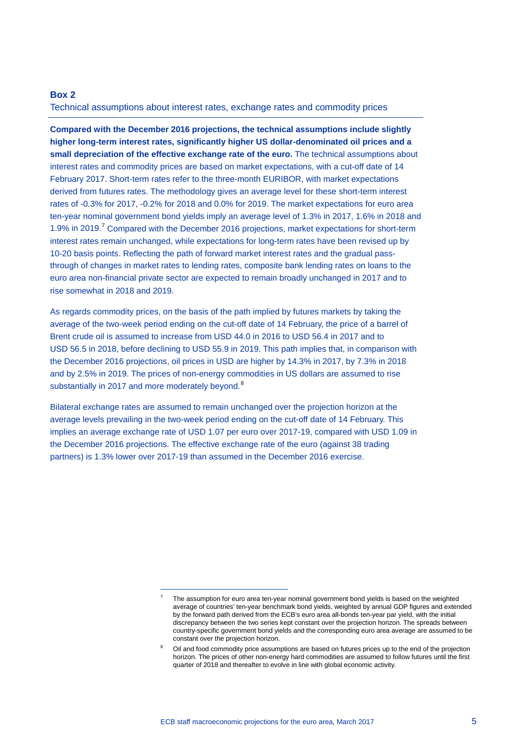**Box 2**

Technical assumptions about interest rates, exchange rates and commodity prices

**Compared with the December 2016 projections, the technical assumptions include slightly higher long-term interest rates, significantly higher US dollar-denominated oil prices and a small depreciation of the effective exchange rate of the euro.** The technical assumptions about interest rates and commodity prices are based on market expectations, with a cut-off date of 14 February 2017. Short-term rates refer to the three-month EURIBOR, with market expectations derived from futures rates. The methodology gives an average level for these short-term interest rates of -0.3% for 2017, -0.2% for 2018 and 0.0% for 2019. The market expectations for euro area ten-year nominal government bond yields imply an average level of 1.3% in 2017, 1.6% in 2018 and 1.9% in 2019.[7] Compared with the December 2016 projections, market expectations for short-term interest rates remain unchanged, while expectations for long-term rates have been revised up by 10-20 basis points. Reflecting the path of forward market interest rates and the gradual pass-through of changes in market rates to lending rates, composite bank lending rates on loans to the euro area non-financial private sector are expected to remain broadly unchanged in 2017 and to rise somewhat in 2018 and 2019.

As regards commodity prices, on the basis of the path implied by futures markets by taking the average of the two-week period ending on the cut-off date of 14 February, the price of a barrel of Brent crude oil is assumed to increase from USD 44.0 in 2016 to USD 56.4 in 2017 and to USD 56.5 in 2018, before declining to USD 55.9 in 2019. This path implies that, in comparison with the December 2016 projections, oil prices in USD are higher by 14.3% in 2017, by 7.3% in 2018 and by 2.5% in 2019. The prices of non-energy commodities in US dollars are assumed to rise substantially in 2017 and more moderately beyond.[8]

Bilateral exchange rates are assumed to remain unchanged over the projection horizon at the average levels prevailing in the two-week period ending on the cut-off date of 14 February. This implies an average exchange rate of USD 1.07 per euro over 2017-19, compared with USD 1.09 in the December 2016 projections. The effective exchange rate of the euro (against 38 trading partners) is 1.3% lower over 2017-19 than assumed in the December 2016 exercise.

---

[7] The assumption for euro area ten-year nominal government bond yields is based on the weighted average of countries' ten-year benchmark bond yields, weighted by annual GDP figures and extended by the forward path derived from the ECB's euro area all-bonds ten-year par yield, with the initial discrepancy between the two series kept constant over the projection horizon. The spreads between country-specific government bond yields and the corresponding euro area average are assumed to be constant over the projection horizon.

[8] Oil and food commodity price assumptions are based on futures prices up to the end of the projection horizon. The prices of other non-energy hard commodities are assumed to follow futures until the first quarter of 2018 and thereafter to evolve in line with global economic activity.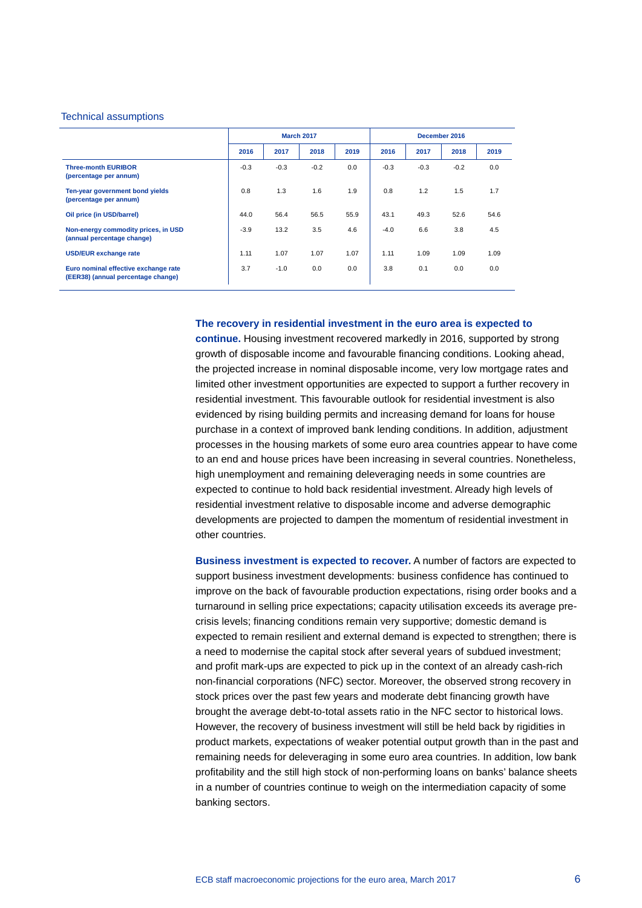Technical assumptions

| | March 2017 | | | | December 2016 | | | |
|---|---|---|---|---|---|---|---|---|
| | 2016 | 2017 | 2018 | 2019 | 2016 | 2017 | 2018 | 2019 |
| **Three-month EURIBOR (percentage per annum)** | -0.3 | -0.3 | -0.2 | 0.0 | -0.3 | -0.3 | -0.2 | 0.0 |
| **Ten-year government bond yields (percentage per annum)** | 0.8 | 1.3 | 1.6 | 1.9 | 0.8 | 1.2 | 1.5 | 1.7 |
| **Oil price (in USD/barrel)** | 44.0 | 56.4 | 56.5 | 55.9 | 43.1 | 49.3 | 52.6 | 54.6 |
| **Non-energy commodity prices, in USD (annual percentage change)** | -3.9 | 13.2 | 3.5 | 4.6 | -4.0 | 6.6 | 3.8 | 4.5 |
| **USD/EUR exchange rate** | 1.11 | 1.07 | 1.07 | 1.07 | 1.11 | 1.09 | 1.09 | 1.09 |
| **Euro nominal effective exchange rate (EER38) (annual percentage change)** | 3.7 | -1.0 | 0.0 | 0.0 | 3.8 | 0.1 | 0.0 | 0.0 |

**The recovery in residential investment in the euro area is expected to continue.** Housing investment recovered markedly in 2016, supported by strong growth of disposable income and favourable financing conditions. Looking ahead, the projected increase in nominal disposable income, very low mortgage rates and limited other investment opportunities are expected to support a further recovery in residential investment. This favourable outlook for residential investment is also evidenced by rising building permits and increasing demand for loans for house purchase in a context of improved bank lending conditions. In addition, adjustment processes in the housing markets of some euro area countries appear to have come to an end and house prices have been increasing in several countries. Nonetheless, high unemployment and remaining deleveraging needs in some countries are expected to continue to hold back residential investment. Already high levels of residential investment relative to disposable income and adverse demographic developments are projected to dampen the momentum of residential investment in other countries.

**Business investment is expected to recover.** A number of factors are expected to support business investment developments: business confidence has continued to improve on the back of favourable production expectations, rising order books and a turnaround in selling price expectations; capacity utilisation exceeds its average pre-crisis levels; financing conditions remain very supportive; domestic demand is expected to remain resilient and external demand is expected to strengthen; there is a need to modernise the capital stock after several years of subdued investment; and profit mark-ups are expected to pick up in the context of an already cash-rich non-financial corporations (NFC) sector. Moreover, the observed strong recovery in stock prices over the past few years and moderate debt financing growth have brought the average debt-to-total assets ratio in the NFC sector to historical lows. However, the recovery of business investment will still be held back by rigidities in product markets, expectations of weaker potential output growth than in the past and remaining needs for deleveraging in some euro area countries. In addition, low bank profitability and the still high stock of non-performing loans on banks' balance sheets in a number of countries continue to weigh on the intermediation capacity of some banking sectors.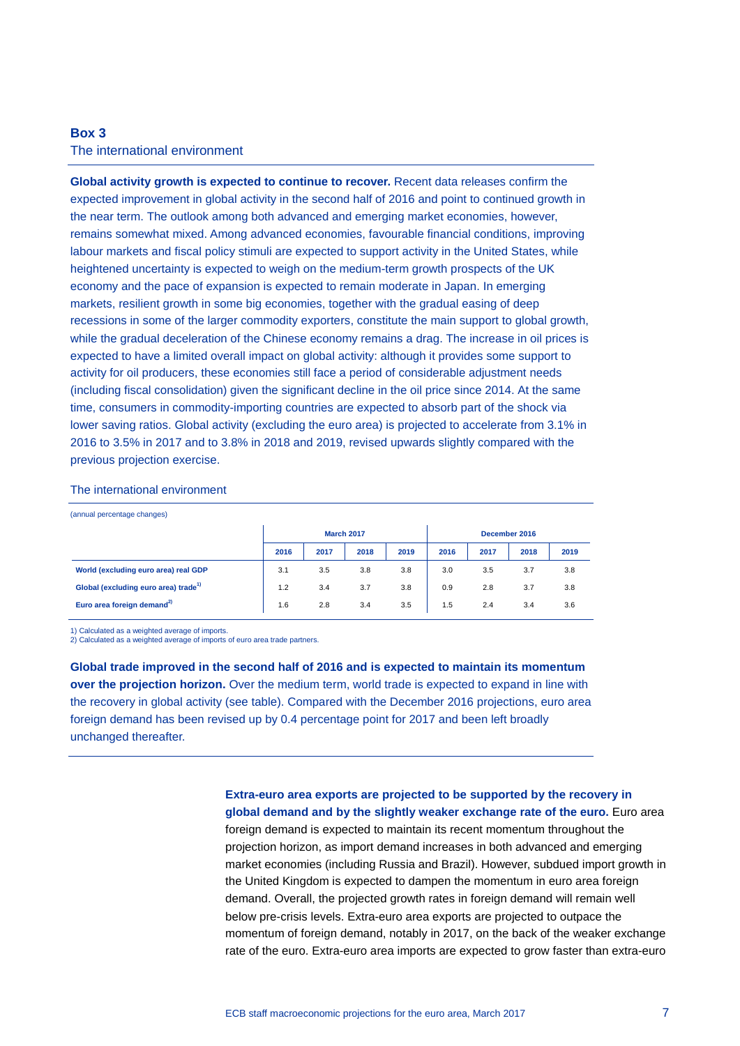### Box 3
The international environment

**Global activity growth is expected to continue to recover.** Recent data releases confirm the expected improvement in global activity in the second half of 2016 and point to continued growth in the near term. The outlook among both advanced and emerging market economies, however, remains somewhat mixed. Among advanced economies, favourable financial conditions, improving labour markets and fiscal policy stimuli are expected to support activity in the United States, while heightened uncertainty is expected to weigh on the medium-term growth prospects of the UK economy and the pace of expansion is expected to remain moderate in Japan. In emerging markets, resilient growth in some big economies, together with the gradual easing of deep recessions in some of the larger commodity exporters, constitute the main support to global growth, while the gradual deceleration of the Chinese economy remains a drag. The increase in oil prices is expected to have a limited overall impact on global activity: although it provides some support to activity for oil producers, these economies still face a period of considerable adjustment needs (including fiscal consolidation) given the significant decline in the oil price since 2014. At the same time, consumers in commodity-importing countries are expected to absorb part of the shock via lower saving ratios. Global activity (excluding the euro area) is projected to accelerate from 3.1% in 2016 to 3.5% in 2017 and to 3.8% in 2018 and 2019, revised upwards slightly compared with the previous projection exercise.

The international environment

(annual percentage changes)

| | March 2017 | | | | December 2016 | | | |
|---|---|---|---|---|---|---|---|---|
| | 2016 | 2017 | 2018 | 2019 | 2016 | 2017 | 2018 | 2019 |
| World (excluding euro area) real GDP | 3.1 | 3.5 | 3.8 | 3.8 | 3.0 | 3.5 | 3.7 | 3.8 |
| Global (excluding euro area) trade[1] | 1.2 | 3.4 | 3.7 | 3.8 | 0.9 | 2.8 | 3.7 | 3.8 |
| Euro area foreign demand[2] | 1.6 | 2.8 | 3.4 | 3.5 | 1.5 | 2.4 | 3.4 | 3.6 |

1) Calculated as a weighted average of imports.
2) Calculated as a weighted average of imports of euro area trade partners.

**Global trade improved in the second half of 2016 and is expected to maintain its momentum over the projection horizon.** Over the medium term, world trade is expected to expand in line with the recovery in global activity (see table). Compared with the December 2016 projections, euro area foreign demand has been revised up by 0.4 percentage point for 2017 and been left broadly unchanged thereafter.

**Extra-euro area exports are projected to be supported by the recovery in global demand and by the slightly weaker exchange rate of the euro.** Euro area foreign demand is expected to maintain its recent momentum throughout the projection horizon, as import demand increases in both advanced and emerging market economies (including Russia and Brazil). However, subdued import growth in the United Kingdom is expected to dampen the momentum in euro area foreign demand. Overall, the projected growth rates in foreign demand will remain well below pre-crisis levels. Extra-euro area exports are projected to outpace the momentum of foreign demand, notably in 2017, on the back of the weaker exchange rate of the euro. Extra-euro area imports are expected to grow faster than extra-euro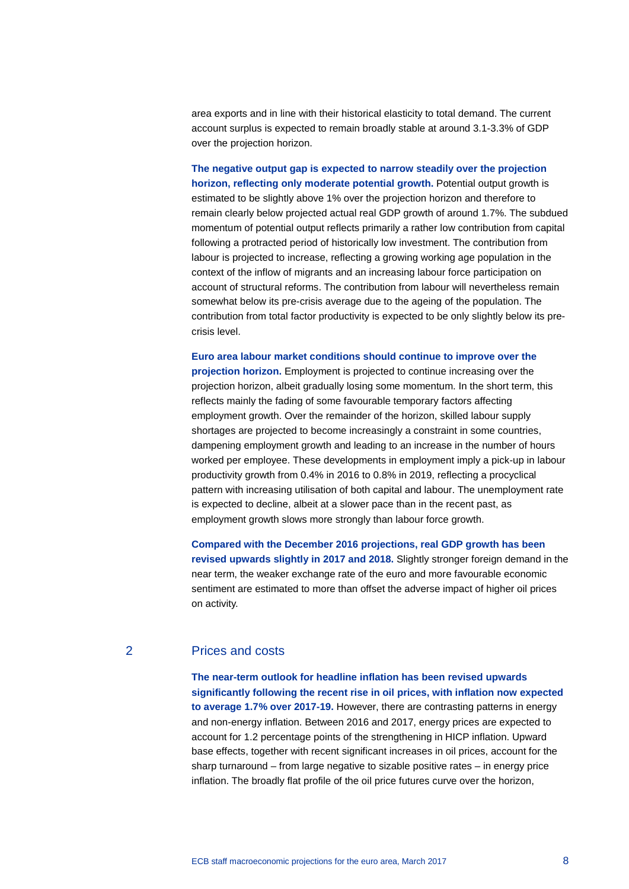area exports and in line with their historical elasticity to total demand. The current account surplus is expected to remain broadly stable at around 3.1-3.3% of GDP over the projection horizon.

**The negative output gap is expected to narrow steadily over the projection horizon, reflecting only moderate potential growth.** Potential output growth is estimated to be slightly above 1% over the projection horizon and therefore to remain clearly below projected actual real GDP growth of around 1.7%. The subdued momentum of potential output reflects primarily a rather low contribution from capital following a protracted period of historically low investment. The contribution from labour is projected to increase, reflecting a growing working age population in the context of the inflow of migrants and an increasing labour force participation on account of structural reforms. The contribution from labour will nevertheless remain somewhat below its pre-crisis average due to the ageing of the population. The contribution from total factor productivity is expected to be only slightly below its pre-crisis level.

**Euro area labour market conditions should continue to improve over the projection horizon.** Employment is projected to continue increasing over the projection horizon, albeit gradually losing some momentum. In the short term, this reflects mainly the fading of some favourable temporary factors affecting employment growth. Over the remainder of the horizon, skilled labour supply shortages are projected to become increasingly a constraint in some countries, dampening employment growth and leading to an increase in the number of hours worked per employee. These developments in employment imply a pick-up in labour productivity growth from 0.4% in 2016 to 0.8% in 2019, reflecting a procyclical pattern with increasing utilisation of both capital and labour. The unemployment rate is expected to decline, albeit at a slower pace than in the recent past, as employment growth slows more strongly than labour force growth.

**Compared with the December 2016 projections, real GDP growth has been revised upwards slightly in 2017 and 2018.** Slightly stronger foreign demand in the near term, the weaker exchange rate of the euro and more favourable economic sentiment are estimated to more than offset the adverse impact of higher oil prices on activity.

## 2 Prices and costs

**The near-term outlook for headline inflation has been revised upwards significantly following the recent rise in oil prices, with inflation now expected to average 1.7% over 2017-19.** However, there are contrasting patterns in energy and non-energy inflation. Between 2016 and 2017, energy prices are expected to account for 1.2 percentage points of the strengthening in HICP inflation. Upward base effects, together with recent significant increases in oil prices, account for the sharp turnaround – from large negative to sizable positive rates – in energy price inflation. The broadly flat profile of the oil price futures curve over the horizon,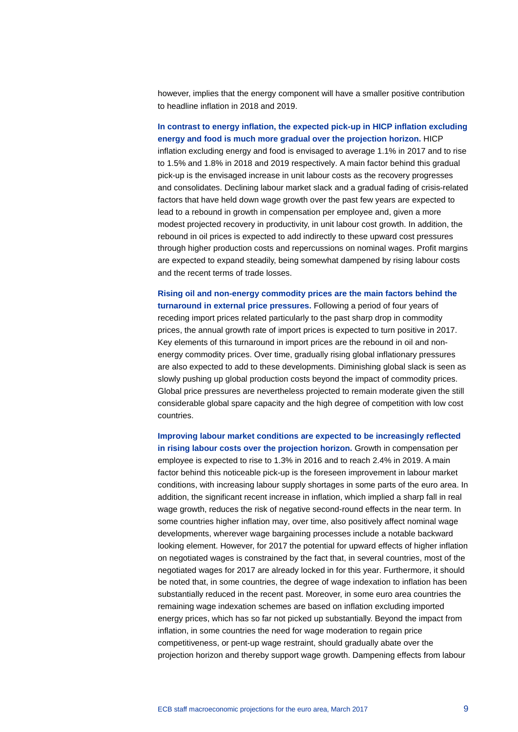however, implies that the energy component will have a smaller positive contribution to headline inflation in 2018 and 2019.

**In contrast to energy inflation, the expected pick-up in HICP inflation excluding energy and food is much more gradual over the projection horizon.** HICP inflation excluding energy and food is envisaged to average 1.1% in 2017 and to rise to 1.5% and 1.8% in 2018 and 2019 respectively. A main factor behind this gradual pick-up is the envisaged increase in unit labour costs as the recovery progresses and consolidates. Declining labour market slack and a gradual fading of crisis-related factors that have held down wage growth over the past few years are expected to lead to a rebound in growth in compensation per employee and, given a more modest projected recovery in productivity, in unit labour cost growth. In addition, the rebound in oil prices is expected to add indirectly to these upward cost pressures through higher production costs and repercussions on nominal wages. Profit margins are expected to expand steadily, being somewhat dampened by rising labour costs and the recent terms of trade losses.

**Rising oil and non-energy commodity prices are the main factors behind the turnaround in external price pressures.** Following a period of four years of receding import prices related particularly to the past sharp drop in commodity prices, the annual growth rate of import prices is expected to turn positive in 2017. Key elements of this turnaround in import prices are the rebound in oil and non-energy commodity prices. Over time, gradually rising global inflationary pressures are also expected to add to these developments. Diminishing global slack is seen as slowly pushing up global production costs beyond the impact of commodity prices. Global price pressures are nevertheless projected to remain moderate given the still considerable global spare capacity and the high degree of competition with low cost countries.

**Improving labour market conditions are expected to be increasingly reflected in rising labour costs over the projection horizon.** Growth in compensation per employee is expected to rise to 1.3% in 2016 and to reach 2.4% in 2019. A main factor behind this noticeable pick-up is the foreseen improvement in labour market conditions, with increasing labour supply shortages in some parts of the euro area. In addition, the significant recent increase in inflation, which implied a sharp fall in real wage growth, reduces the risk of negative second-round effects in the near term. In some countries higher inflation may, over time, also positively affect nominal wage developments, wherever wage bargaining processes include a notable backward looking element. However, for 2017 the potential for upward effects of higher inflation on negotiated wages is constrained by the fact that, in several countries, most of the negotiated wages for 2017 are already locked in for this year. Furthermore, it should be noted that, in some countries, the degree of wage indexation to inflation has been substantially reduced in the recent past. Moreover, in some euro area countries the remaining wage indexation schemes are based on inflation excluding imported energy prices, which has so far not picked up substantially. Beyond the impact from inflation, in some countries the need for wage moderation to regain price competitiveness, or pent-up wage restraint, should gradually abate over the projection horizon and thereby support wage growth. Dampening effects from labour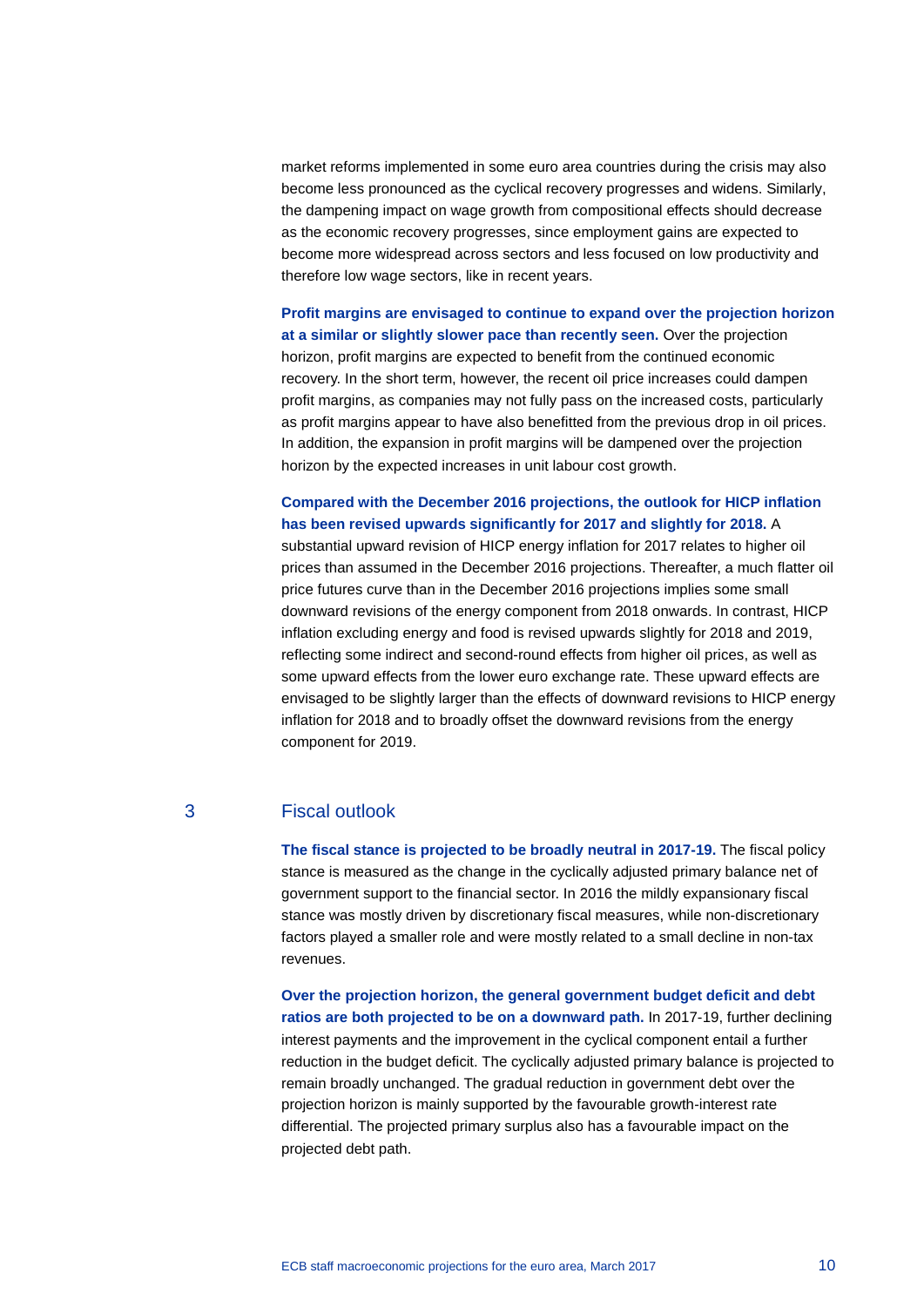market reforms implemented in some euro area countries during the crisis may also become less pronounced as the cyclical recovery progresses and widens. Similarly, the dampening impact on wage growth from compositional effects should decrease as the economic recovery progresses, since employment gains are expected to become more widespread across sectors and less focused on low productivity and therefore low wage sectors, like in recent years.

**Profit margins are envisaged to continue to expand over the projection horizon at a similar or slightly slower pace than recently seen.** Over the projection horizon, profit margins are expected to benefit from the continued economic recovery. In the short term, however, the recent oil price increases could dampen profit margins, as companies may not fully pass on the increased costs, particularly as profit margins appear to have also benefitted from the previous drop in oil prices. In addition, the expansion in profit margins will be dampened over the projection horizon by the expected increases in unit labour cost growth.

**Compared with the December 2016 projections, the outlook for HICP inflation has been revised upwards significantly for 2017 and slightly for 2018.** A substantial upward revision of HICP energy inflation for 2017 relates to higher oil prices than assumed in the December 2016 projections. Thereafter, a much flatter oil price futures curve than in the December 2016 projections implies some small downward revisions of the energy component from 2018 onwards. In contrast, HICP inflation excluding energy and food is revised upwards slightly for 2018 and 2019, reflecting some indirect and second-round effects from higher oil prices, as well as some upward effects from the lower euro exchange rate. These upward effects are envisaged to be slightly larger than the effects of downward revisions to HICP energy inflation for 2018 and to broadly offset the downward revisions from the energy component for 2019.

## 3 Fiscal outlook

**The fiscal stance is projected to be broadly neutral in 2017-19.** The fiscal policy stance is measured as the change in the cyclically adjusted primary balance net of government support to the financial sector. In 2016 the mildly expansionary fiscal stance was mostly driven by discretionary fiscal measures, while non-discretionary factors played a smaller role and were mostly related to a small decline in non-tax revenues.

**Over the projection horizon, the general government budget deficit and debt ratios are both projected to be on a downward path.** In 2017-19, further declining interest payments and the improvement in the cyclical component entail a further reduction in the budget deficit. The cyclically adjusted primary balance is projected to remain broadly unchanged. The gradual reduction in government debt over the projection horizon is mainly supported by the favourable growth-interest rate differential. The projected primary surplus also has a favourable impact on the projected debt path.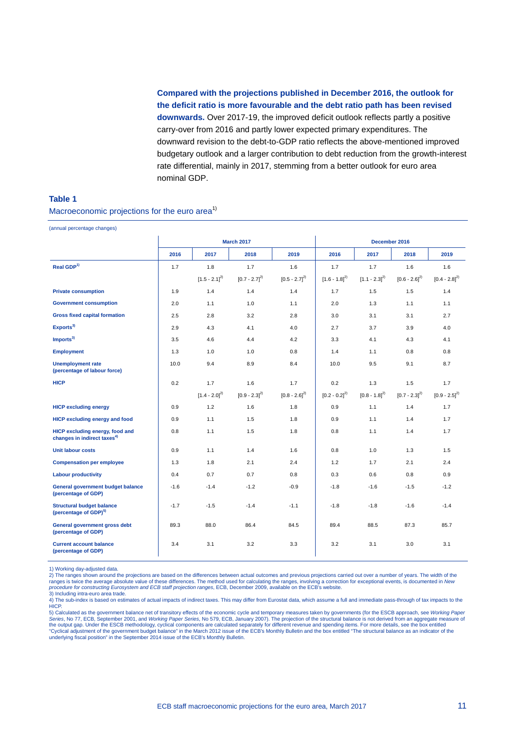**Compared with the projections published in December 2016, the outlook for the deficit ratio is more favourable and the debt ratio path has been revised downwards.** Over 2017-19, the improved deficit outlook reflects partly a positive carry-over from 2016 and partly lower expected primary expenditures. The downward revision to the debt-to-GDP ratio reflects the above-mentioned improved budgetary outlook and a larger contribution to debt reduction from the growth-interest rate differential, mainly in 2017, stemming from a better outlook for euro area nominal GDP.

### Table 1

Macroeconomic projections for the euro area[1)]

(annual percentage changes)

| | March 2017 | | | | December 2016 | | | |
|---|---|---|---|---|---|---|---|---|
| | 2016 | 2017 | 2018 | 2019 | 2016 | 2017 | 2018 | 2019 |
| **Real GDP**[1)] | 1.7 | 1.8 | 1.7 | 1.6 | 1.7 | 1.7 | 1.6 | 1.6 |
| | | [1.5 - 2.1][2)] | [0.7 - 2.7][2)] | [0.5 - 2.7][2)] | [1.6 - 1.8][2)] | [1.1 - 2.3][2)] | [0.6 - 2.6][2)] | [0.4 - 2.8][2)] |
| **Private consumption** | 1.9 | 1.4 | 1.4 | 1.4 | 1.7 | 1.5 | 1.5 | 1.4 |
| **Government consumption** | 2.0 | 1.1 | 1.0 | 1.1 | 2.0 | 1.3 | 1.1 | 1.1 |
| **Gross fixed capital formation** | 2.5 | 2.8 | 3.2 | 2.8 | 3.0 | 3.1 | 3.1 | 2.7 |
| **Exports**[3)] | 2.9 | 4.3 | 4.1 | 4.0 | 2.7 | 3.7 | 3.9 | 4.0 |
| **Imports**[3)] | 3.5 | 4.6 | 4.4 | 4.2 | 3.3 | 4.1 | 4.3 | 4.1 |
| **Employment** | 1.3 | 1.0 | 1.0 | 0.8 | 1.4 | 1.1 | 0.8 | 0.8 |
| **Unemployment rate (percentage of labour force)** | 10.0 | 9.4 | 8.9 | 8.4 | 10.0 | 9.5 | 9.1 | 8.7 |
| **HICP** | 0.2 | 1.7 | 1.6 | 1.7 | 0.2 | 1.3 | 1.5 | 1.7 |
| | | [1.4 - 2.0][2)] | [0.9 - 2.3][2)] | [0.8 - 2.6][2)] | [0.2 - 0.2][2)] | [0.8 - 1.8][2)] | [0.7 - 2.3][2)] | [0.9 - 2.5][2)] |
| **HICP excluding energy** | 0.9 | 1.2 | 1.6 | 1.8 | 0.9 | 1.1 | 1.4 | 1.7 |
| **HICP excluding energy and food** | 0.9 | 1.1 | 1.5 | 1.8 | 0.9 | 1.1 | 1.4 | 1.7 |
| **HICP excluding energy, food and changes in indirect taxes**[4)] | 0.8 | 1.1 | 1.5 | 1.8 | 0.8 | 1.1 | 1.4 | 1.7 |
| **Unit labour costs** | 0.9 | 1.1 | 1.4 | 1.6 | 0.8 | 1.0 | 1.3 | 1.5 |
| **Compensation per employee** | 1.3 | 1.8 | 2.1 | 2.4 | 1.2 | 1.7 | 2.1 | 2.4 |
| **Labour productivity** | 0.4 | 0.7 | 0.7 | 0.8 | 0.3 | 0.6 | 0.8 | 0.9 |
| **General government budget balance (percentage of GDP)** | -1.6 | -1.4 | -1.2 | -0.9 | -1.8 | -1.6 | -1.5 | -1.2 |
| **Structural budget balance (percentage of GDP)**[5)] | -1.7 | -1.5 | -1.4 | -1.1 | -1.8 | -1.8 | -1.6 | -1.4 |
| **General government gross debt (percentage of GDP)** | 89.3 | 88.0 | 86.4 | 84.5 | 89.4 | 88.5 | 87.3 | 85.7 |
| **Current account balance (percentage of GDP)** | 3.4 | 3.1 | 3.2 | 3.3 | 3.2 | 3.1 | 3.0 | 3.1 |

1) Working day-adjusted data.
2) The ranges shown around the projections are based on the differences between actual outcomes and previous projections carried out over a number of years. The width of the ranges is twice the average absolute value of these differences. The method used for calculating the ranges, involving a correction for exceptional events, is documented in *New procedure for constructing Eurosystem and ECB staff projection ranges*, ECB, December 2009, available on the ECB's website.
3) Including intra-euro area trade.
4) The sub-index is based on estimates of actual impacts of indirect taxes. This may differ from Eurostat data, which assume a full and immediate pass-through of tax impacts to the HICP.
5) Calculated as the government balance net of transitory effects of the economic cycle and temporary measures taken by governments (for the ESCB approach, see *Working Paper Series*, No 77, ECB, September 2001, and *Working Paper Series*, No 579, ECB, January 2007). The projection of the structural balance is not derived from an aggregate measure of the output gap. Under the ESCB methodology, cyclical components are calculated separately for different revenue and spending items. For more details, see the box entitled "Cyclical adjustment of the government budget balance" in the March 2012 issue of the ECB's Monthly Bulletin and the box entitled "The structural balance as an indicator of the underlying fiscal position" in the September 2014 issue of the ECB's Monthly Bulletin.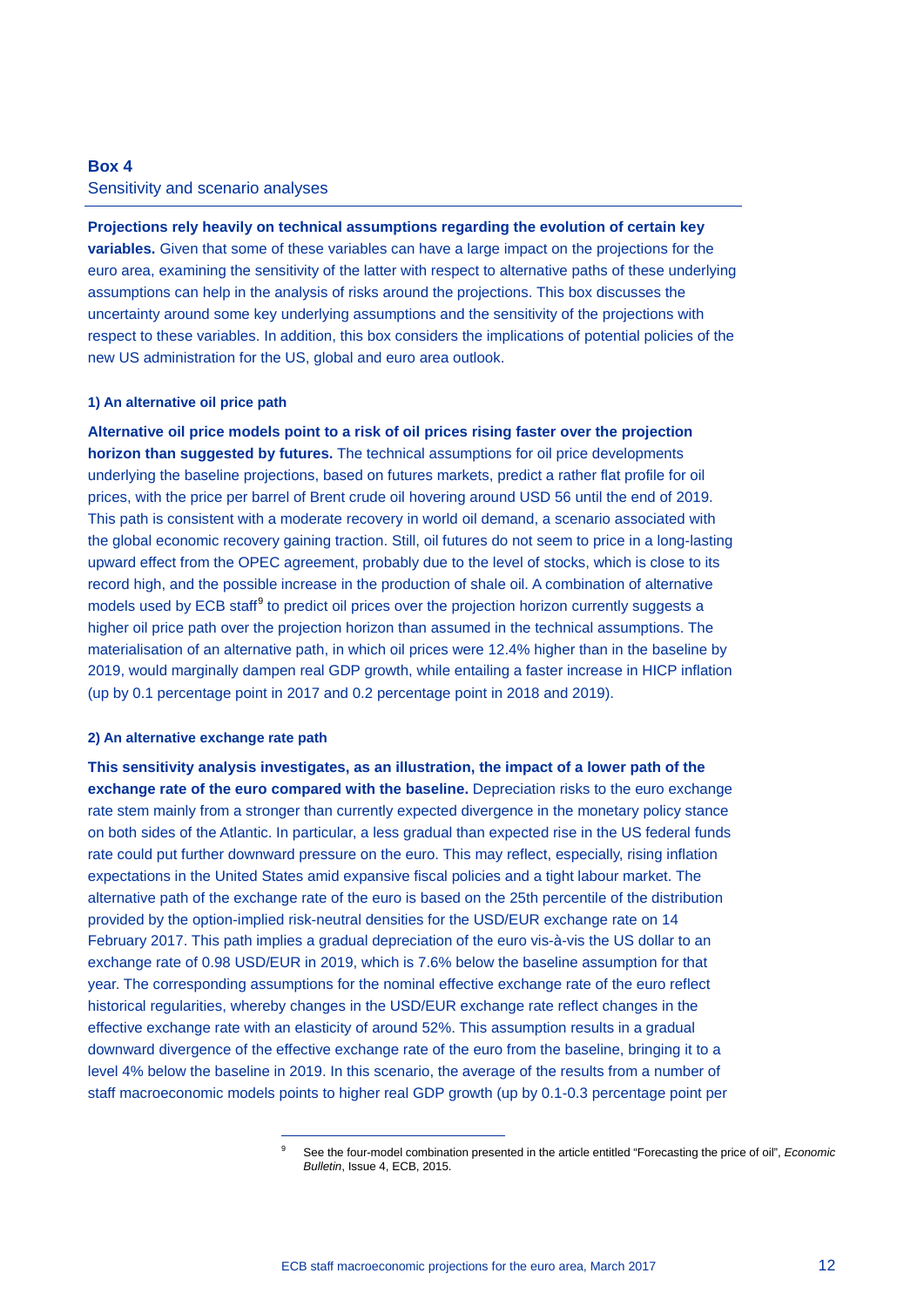## Box 4
### Sensitivity and scenario analyses

**Projections rely heavily on technical assumptions regarding the evolution of certain key variables.** Given that some of these variables can have a large impact on the projections for the euro area, examining the sensitivity of the latter with respect to alternative paths of these underlying assumptions can help in the analysis of risks around the projections. This box discusses the uncertainty around some key underlying assumptions and the sensitivity of the projections with respect to these variables. In addition, this box considers the implications of potential policies of the new US administration for the US, global and euro area outlook.

#### 1) An alternative oil price path

**Alternative oil price models point to a risk of oil prices rising faster over the projection horizon than suggested by futures.** The technical assumptions for oil price developments underlying the baseline projections, based on futures markets, predict a rather flat profile for oil prices, with the price per barrel of Brent crude oil hovering around USD 56 until the end of 2019. This path is consistent with a moderate recovery in world oil demand, a scenario associated with the global economic recovery gaining traction. Still, oil futures do not seem to price in a long-lasting upward effect from the OPEC agreement, probably due to the level of stocks, which is close to its record high, and the possible increase in the production of shale oil. A combination of alternative models used by ECB staff[9] to predict oil prices over the projection horizon currently suggests a higher oil price path over the projection horizon than assumed in the technical assumptions. The materialisation of an alternative path, in which oil prices were 12.4% higher than in the baseline by 2019, would marginally dampen real GDP growth, while entailing a faster increase in HICP inflation (up by 0.1 percentage point in 2017 and 0.2 percentage point in 2018 and 2019).

#### 2) An alternative exchange rate path

**This sensitivity analysis investigates, as an illustration, the impact of a lower path of the exchange rate of the euro compared with the baseline.** Depreciation risks to the euro exchange rate stem mainly from a stronger than currently expected divergence in the monetary policy stance on both sides of the Atlantic. In particular, a less gradual than expected rise in the US federal funds rate could put further downward pressure on the euro. This may reflect, especially, rising inflation expectations in the United States amid expansive fiscal policies and a tight labour market. The alternative path of the exchange rate of the euro is based on the 25th percentile of the distribution provided by the option-implied risk-neutral densities for the USD/EUR exchange rate on 14 February 2017. This path implies a gradual depreciation of the euro vis-à-vis the US dollar to an exchange rate of 0.98 USD/EUR in 2019, which is 7.6% below the baseline assumption for that year. The corresponding assumptions for the nominal effective exchange rate of the euro reflect historical regularities, whereby changes in the USD/EUR exchange rate reflect changes in the effective exchange rate with an elasticity of around 52%. This assumption results in a gradual downward divergence of the effective exchange rate of the euro from the baseline, bringing it to a level 4% below the baseline in 2019. In this scenario, the average of the results from a number of staff macroeconomic models points to higher real GDP growth (up by 0.1-0.3 percentage point per

---

[9] See the four-model combination presented in the article entitled "Forecasting the price of oil", *Economic Bulletin*, Issue 4, ECB, 2015.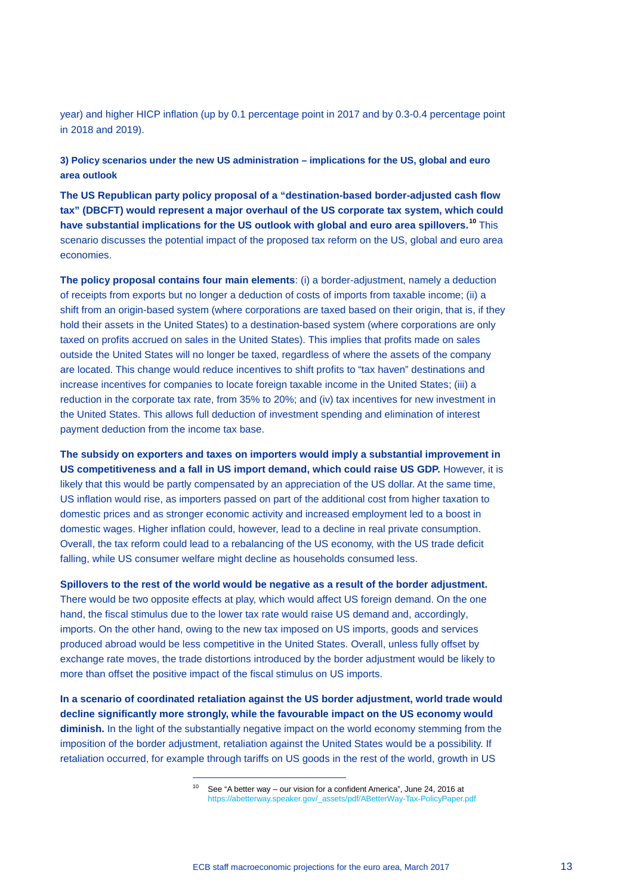year) and higher HICP inflation (up by 0.1 percentage point in 2017 and by 0.3-0.4 percentage point in 2018 and 2019).

**3) Policy scenarios under the new US administration – implications for the US, global and euro area outlook**

**The US Republican party policy proposal of a "destination-based border-adjusted cash flow tax" (DBCFT) would represent a major overhaul of the US corporate tax system, which could have substantial implications for the US outlook with global and euro area spillovers.**[10] This scenario discusses the potential impact of the proposed tax reform on the US, global and euro area economies.

**The policy proposal contains four main elements**: (i) a border-adjustment, namely a deduction of receipts from exports but no longer a deduction of costs of imports from taxable income; (ii) a shift from an origin-based system (where corporations are taxed based on their origin, that is, if they hold their assets in the United States) to a destination-based system (where corporations are only taxed on profits accrued on sales in the United States). This implies that profits made on sales outside the United States will no longer be taxed, regardless of where the assets of the company are located. This change would reduce incentives to shift profits to "tax haven" destinations and increase incentives for companies to locate foreign taxable income in the United States; (iii) a reduction in the corporate tax rate, from 35% to 20%; and (iv) tax incentives for new investment in the United States. This allows full deduction of investment spending and elimination of interest payment deduction from the income tax base.

**The subsidy on exporters and taxes on importers would imply a substantial improvement in US competitiveness and a fall in US import demand, which could raise US GDP.** However, it is likely that this would be partly compensated by an appreciation of the US dollar. At the same time, US inflation would rise, as importers passed on part of the additional cost from higher taxation to domestic prices and as stronger economic activity and increased employment led to a boost in domestic wages. Higher inflation could, however, lead to a decline in real private consumption. Overall, the tax reform could lead to a rebalancing of the US economy, with the US trade deficit falling, while US consumer welfare might decline as households consumed less.

**Spillovers to the rest of the world would be negative as a result of the border adjustment.** There would be two opposite effects at play, which would affect US foreign demand. On the one hand, the fiscal stimulus due to the lower tax rate would raise US demand and, accordingly, imports. On the other hand, owing to the new tax imposed on US imports, goods and services produced abroad would be less competitive in the United States. Overall, unless fully offset by exchange rate moves, the trade distortions introduced by the border adjustment would be likely to more than offset the positive impact of the fiscal stimulus on US imports.

**In a scenario of coordinated retaliation against the US border adjustment, world trade would decline significantly more strongly, while the favourable impact on the US economy would diminish.** In the light of the substantially negative impact on the world economy stemming from the imposition of the border adjustment, retaliation against the United States would be a possibility. If retaliation occurred, for example through tariffs on US goods in the rest of the world, growth in US

---

[10] See "A better way – our vision for a confident America", June 24, 2016 at https://abetterway.speaker.gov/_assets/pdf/ABetterWay-Tax-PolicyPaper.pdf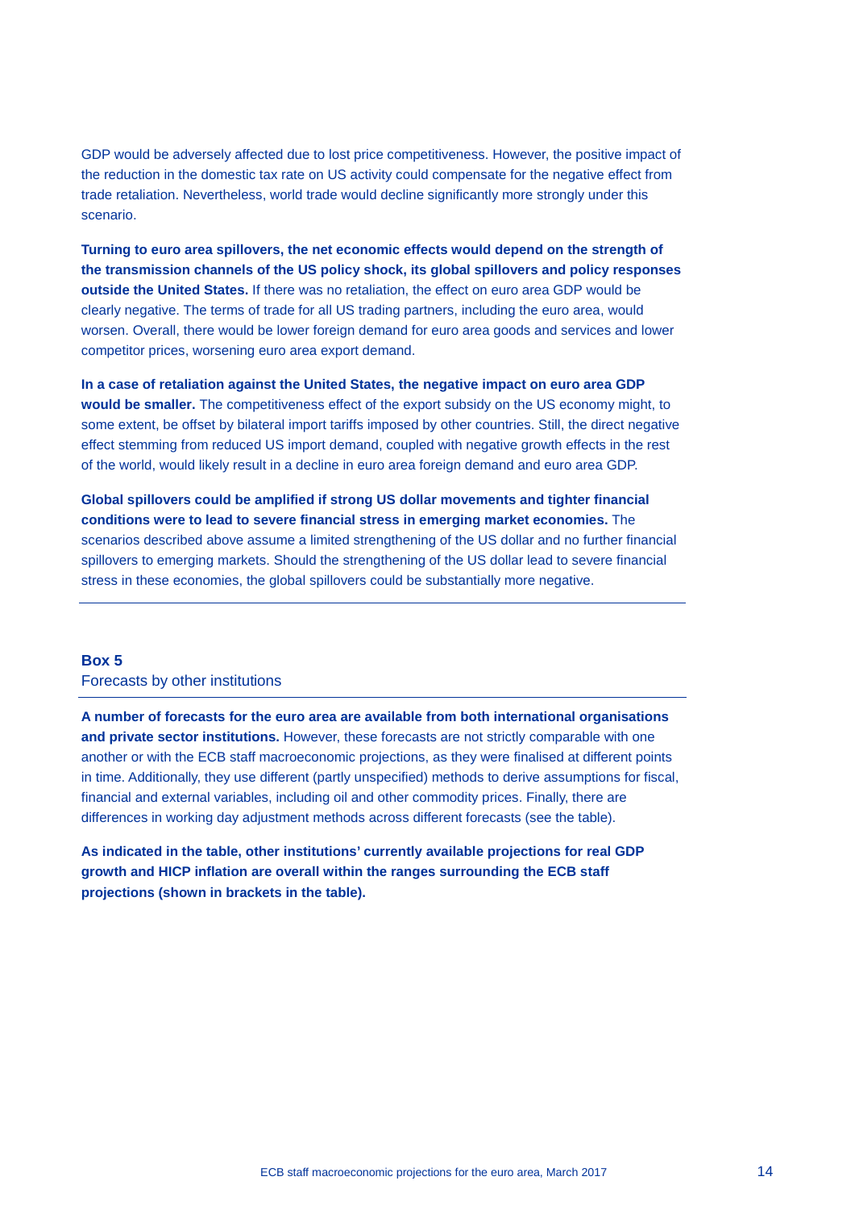GDP would be adversely affected due to lost price competitiveness. However, the positive impact of the reduction in the domestic tax rate on US activity could compensate for the negative effect from trade retaliation. Nevertheless, world trade would decline significantly more strongly under this scenario.

**Turning to euro area spillovers, the net economic effects would depend on the strength of the transmission channels of the US policy shock, its global spillovers and policy responses outside the United States.** If there was no retaliation, the effect on euro area GDP would be clearly negative. The terms of trade for all US trading partners, including the euro area, would worsen. Overall, there would be lower foreign demand for euro area goods and services and lower competitor prices, worsening euro area export demand.

**In a case of retaliation against the United States, the negative impact on euro area GDP would be smaller.** The competitiveness effect of the export subsidy on the US economy might, to some extent, be offset by bilateral import tariffs imposed by other countries. Still, the direct negative effect stemming from reduced US import demand, coupled with negative growth effects in the rest of the world, would likely result in a decline in euro area foreign demand and euro area GDP.

**Global spillovers could be amplified if strong US dollar movements and tighter financial conditions were to lead to severe financial stress in emerging market economies.** The scenarios described above assume a limited strengthening of the US dollar and no further financial spillovers to emerging markets. Should the strengthening of the US dollar lead to severe financial stress in these economies, the global spillovers could be substantially more negative.

---

## Box 5
Forecasts by other institutions

**A number of forecasts for the euro area are available from both international organisations and private sector institutions.** However, these forecasts are not strictly comparable with one another or with the ECB staff macroeconomic projections, as they were finalised at different points in time. Additionally, they use different (partly unspecified) methods to derive assumptions for fiscal, financial and external variables, including oil and other commodity prices. Finally, there are differences in working day adjustment methods across different forecasts (see the table).

**As indicated in the table, other institutions' currently available projections for real GDP growth and HICP inflation are overall within the ranges surrounding the ECB staff projections (shown in brackets in the table).**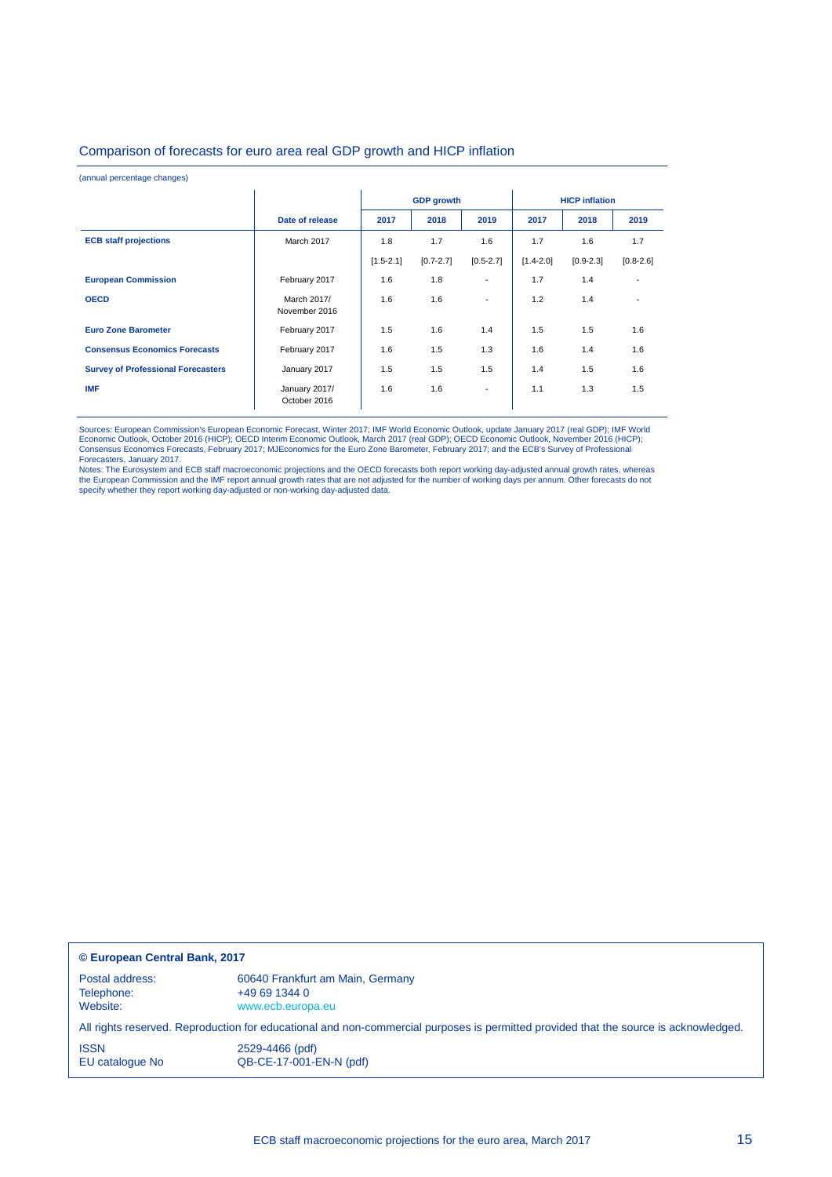## Comparison of forecasts for euro area real GDP growth and HICP inflation

(annual percentage changes)

| | Date of release | GDP growth | | | HICP inflation | | |
|---|---|---|---|---|---|---|---|
| | | 2017 | 2018 | 2019 | 2017 | 2018 | 2019 |
| **ECB staff projections** | March 2017 | 1.8 | 1.7 | 1.6 | 1.7 | 1.6 | 1.7 |
| | | [1.5-2.1] | [0.7-2.7] | [0.5-2.7] | [1.4-2.0] | [0.9-2.3] | [0.8-2.6] |
| **European Commission** | February 2017 | 1.6 | 1.8 | - | 1.7 | 1.4 | - |
| **OECD** | March 2017/ November 2016 | 1.6 | 1.6 | - | 1.2 | 1.4 | - |
| **Euro Zone Barometer** | February 2017 | 1.5 | 1.6 | 1.4 | 1.5 | 1.5 | 1.6 |
| **Consensus Economics Forecasts** | February 2017 | 1.6 | 1.5 | 1.3 | 1.6 | 1.4 | 1.6 |
| **Survey of Professional Forecasters** | January 2017 | 1.5 | 1.5 | 1.5 | 1.4 | 1.5 | 1.6 |
| **IMF** | January 2017/ October 2016 | 1.6 | 1.6 | - | 1.1 | 1.3 | 1.5 |

Sources: European Commission's European Economic Forecast, Winter 2017; IMF World Economic Outlook, update January 2017 (real GDP); IMF World Economic Outlook, October 2016 (HICP); OECD Interim Economic Outlook, March 2017 (real GDP); OECD Economic Outlook, November 2016 (HICP); Consensus Economics Forecasts, February 2017; MJEconomics for the Euro Zone Barometer, February 2017; and the ECB's Survey of Professional Forecasters, January 2017.

Notes: The Eurosystem and ECB staff macroeconomic projections and the OECD forecasts both report working day-adjusted annual growth rates, whereas the European Commission and the IMF report annual growth rates that are not adjusted for the number of working days per annum. Other forecasts do not specify whether they report working day-adjusted or non-working day-adjusted data.

**© European Central Bank, 2017**

| | |
|---|---|
| Postal address: | 60640 Frankfurt am Main, Germany |
| Telephone: | +49 69 1344 0 |
| Website: | www.ecb.europa.eu |

All rights reserved. Reproduction for educational and non-commercial purposes is permitted provided that the source is acknowledged.

| | |
|---|---|
| ISSN | 2529-4466 (pdf) |
| EU catalogue No | QB-CE-17-001-EN-N (pdf) |